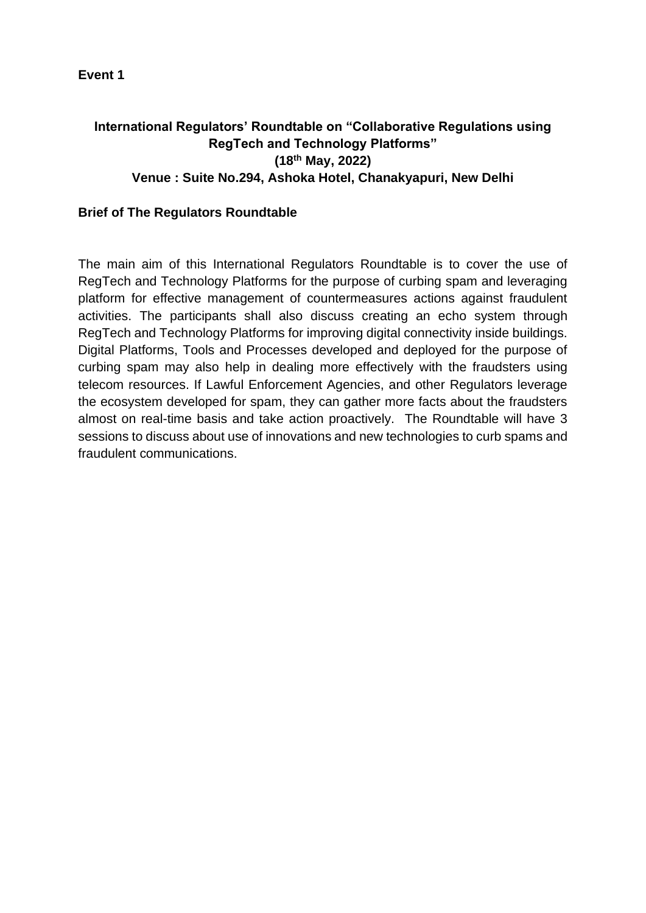**Event 1**

## International Regulators' Roundtable on "Collaborative Regulations using RegTech and Technology Platforms"

**(18th May, 2022)**

**Venue : Suite No.294, Ashoka Hotel, Chanakyapuri, New Delhi**

### Brief of The Regulators Roundtable

The main aim of this International Regulators Roundtable is to cover the use of RegTech and Technology Platforms for the purpose of curbing spam and leveraging platform for effective management of countermeasures actions against fraudulent activities. The participants shall also discuss creating an echo system through RegTech and Technology Platforms for improving digital connectivity inside buildings. Digital Platforms, Tools and Processes developed and deployed for the purpose of curbing spam may also help in dealing more effectively with the fraudsters using telecom resources. If Lawful Enforcement Agencies, and other Regulators leverage the ecosystem developed for spam, they can gather more facts about the fraudsters almost on real-time basis and take action proactively. The Roundtable will have 3 sessions to discuss about use of innovations and new technologies to curb spams and fraudulent communications.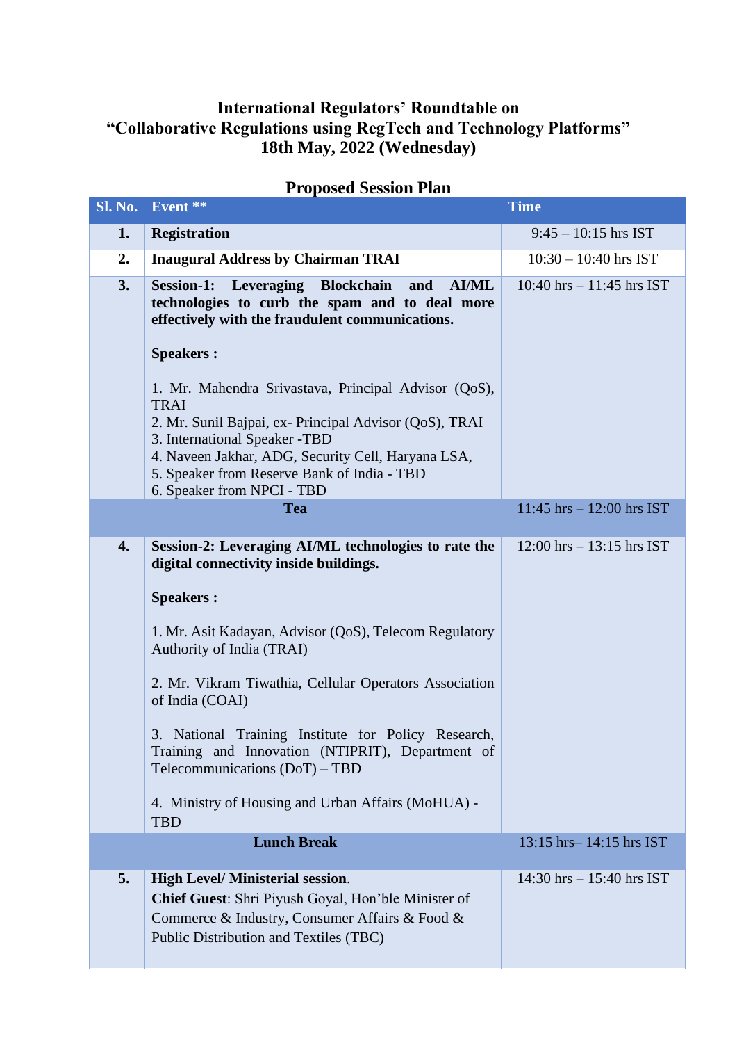**International Regulators' Roundtable on**
**"Collaborative Regulations using RegTech and Technology Platforms"**
**18th May, 2022 (Wednesday)**

## Proposed Session Plan

| Sl. No. | Event ** | Time |
|---|---|---|
| **1.** | **Registration** | 9:45 – 10:15 hrs IST |
| **2.** | **Inaugural Address by Chairman TRAI** | 10:30 – 10:40 hrs IST |
| **3.** | **Session-1: Leveraging Blockchain and AI/ML technologies to curb the spam and to deal more effectively with the fraudulent communications.**<br><br>**Speakers :**<br><br>1. Mr. Mahendra Srivastava, Principal Advisor (QoS), TRAI<br>2. Mr. Sunil Bajpai, ex- Principal Advisor (QoS), TRAI<br>3. International Speaker -TBD<br>4. Naveen Jakhar, ADG, Security Cell, Haryana LSA,<br>5. Speaker from Reserve Bank of India - TBD<br>6. Speaker from NPCI - TBD | 10:40 hrs – 11:45 hrs IST |
| | **Tea** | 11:45 hrs – 12:00 hrs IST |
| **4.** | **Session-2: Leveraging AI/ML technologies to rate the digital connectivity inside buildings.**<br><br>**Speakers :**<br><br>1. Mr. Asit Kadayan, Advisor (QoS), Telecom Regulatory Authority of India (TRAI)<br><br>2. Mr. Vikram Tiwathia, Cellular Operators Association of India (COAI)<br><br>3. National Training Institute for Policy Research, Training and Innovation (NTIPRIT), Department of Telecommunications (DoT) – TBD<br><br>4. Ministry of Housing and Urban Affairs (MoHUA) - TBD | 12:00 hrs – 13:15 hrs IST |
| | **Lunch Break** | 13:15 hrs– 14:15 hrs IST |
| **5.** | **High Level/ Ministerial session**.<br>**Chief Guest**: Shri Piyush Goyal, Hon'ble Minister of Commerce & Industry, Consumer Affairs & Food & Public Distribution and Textiles (TBC) | 14:30 hrs – 15:40 hrs IST |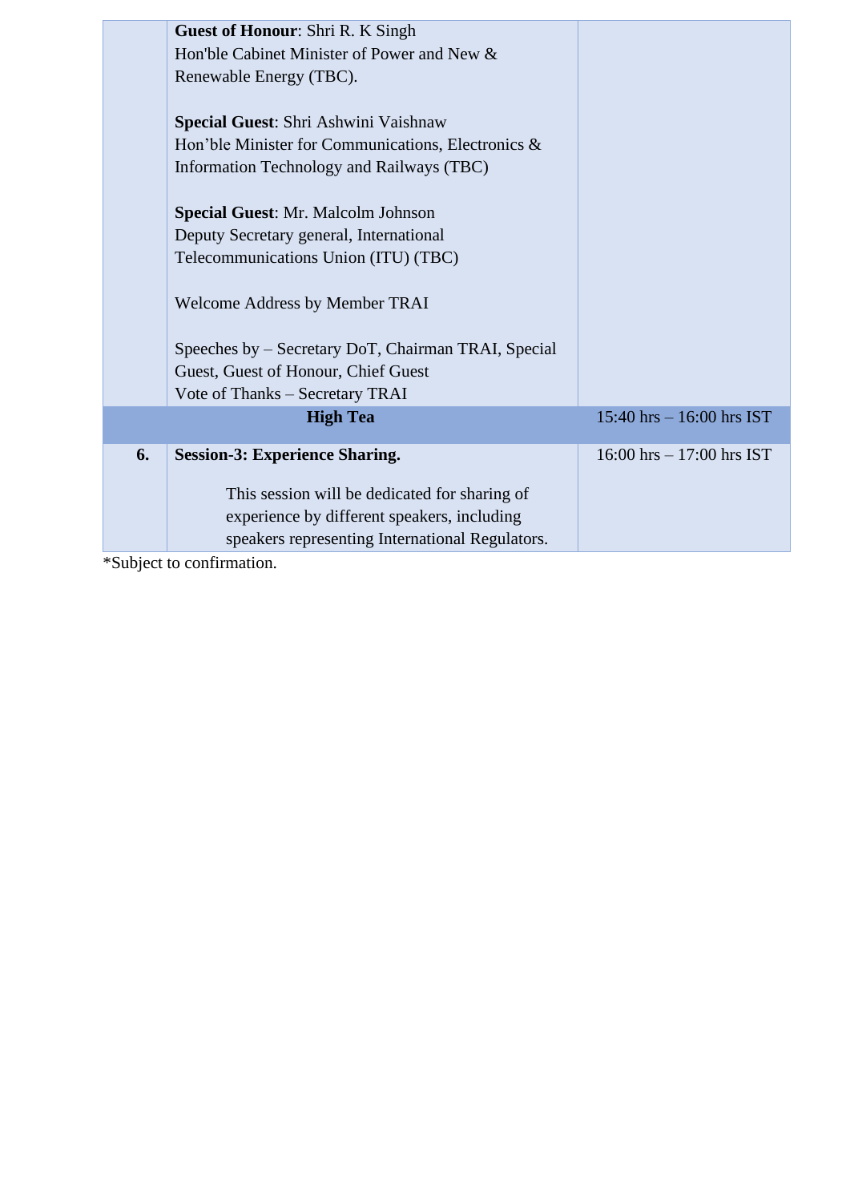| | | |
|---|---|---|
| | **Guest of Honour**: Shri R. K Singh<br>Hon'ble Cabinet Minister of Power and New & Renewable Energy (TBC).<br><br>**Special Guest**: Shri Ashwini Vaishnaw<br>Hon'ble Minister for Communications, Electronics & Information Technology and Railways (TBC)<br><br>**Special Guest**: Mr. Malcolm Johnson<br>Deputy Secretary general, International Telecommunications Union (ITU) (TBC)<br><br>Welcome Address by Member TRAI<br><br>Speeches by – Secretary DoT, Chairman TRAI, Special Guest, Guest of Honour, Chief Guest<br>Vote of Thanks – Secretary TRAI | |
| | **High Tea** | 15:40 hrs – 16:00 hrs IST |
| **6.** | **Session-3: Experience Sharing.**<br><br>This session will be dedicated for sharing of experience by different speakers, including speakers representing International Regulators. | 16:00 hrs – 17:00 hrs IST |

*Subject to confirmation.